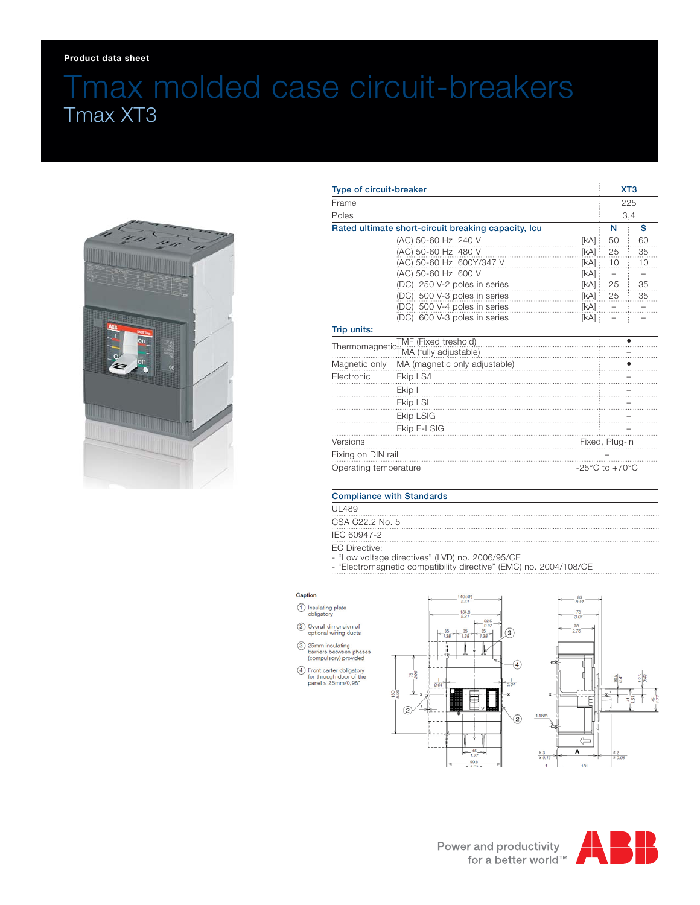Product data sheet

# Tmax molded case circuit-breakers

## Tmax XT3

| Type of circuit-breaker | | | XT3 | |
|---|---|---|---|---|
| Frame | | | 225 | |
| Poles | | | 3,4 | |
| **Rated ultimate short-circuit breaking capacity, Icu** | | | **N** | **S** |
| | (AC) 50-60 Hz 240 V | [kA] | 50 | 60 |
| | (AC) 50-60 Hz 480 V | [kA] | 25 | 35 |
| | (AC) 50-60 Hz 600Y/347 V | [kA] | 10 | 10 |
| | (AC) 50-60 Hz 600 V | [kA] | – | – |
| | (DC) 250 V-2 poles in series | [kA] | 25 | 35 |
| | (DC) 500 V-3 poles in series | [kA] | 25 | 35 |
| | (DC) 500 V-4 poles in series | [kA] | – | – |
| | (DC) 600 V-3 poles in series | [kA] | – | – |
| **Trip units:** | | | | |
| Thermomagnetic | TMF (Fixed treshold) | | • | |
| | TMA (fully adjustable) | | – | |
| Magnetic only | MA (magnetic only adjustable) | | • | |
| Electronic | Ekip LS/I | | – | |
| | Ekip I | | – | |
| | Ekip LSI | | – | |
| | Ekip LSIG | | – | |
| | Ekip E-LSIG | | – | |
| Versions | | | Fixed, Plug-in | |
| Fixing on DIN rail | | | – | |
| Operating temperature | | | -25°C to +70°C | |

| Compliance with Standards |
|---|
| UL489 |
| CSA C22.2 No. 5 |
| IEC 60947-2 |
| EC Directive:<br>- "Low voltage directives" (LVD) no. 2006/95/CE<br>- "Electromagnetic compatibility directive" (EMC) no. 2004/108/CE |

**Caption**

1. Insulating plate obligatory
2. Overall dimension of optional wiring ducts
3. 25mm insulating barriers between phases (compulsory) provided
4. Front carter obligatory for through door of the panel ≤ 25mm/0,98"

Power and productivity for a better world™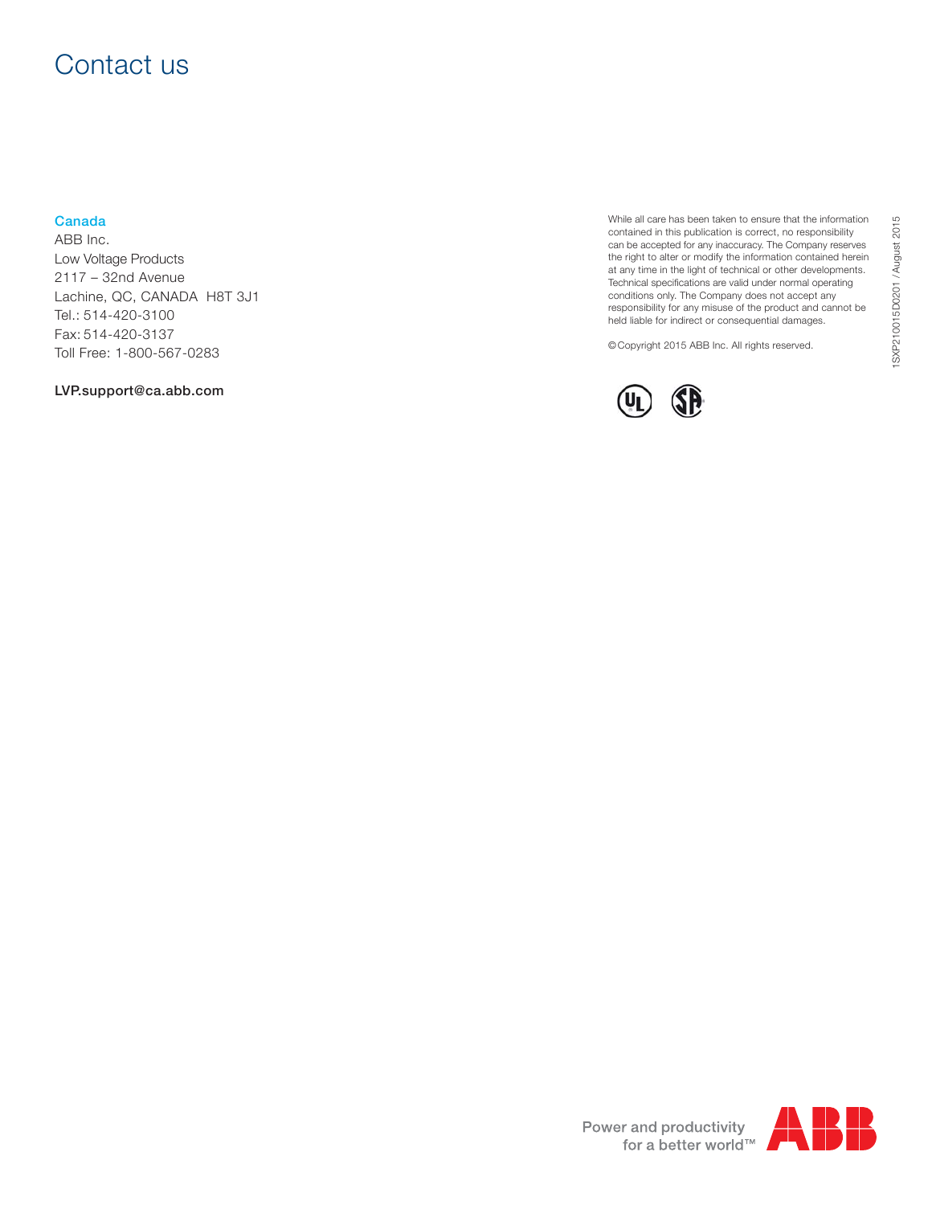# Contact us

**Canada**

ABB Inc.
Low Voltage Products
2117 – 32nd Avenue
Lachine, QC, CANADA  H8T 3J1
Tel.: 514-420-3100
Fax: 514-420-3137
Toll Free: 1-800-567-0283

**LVP.support@ca.abb.com**

While all care has been taken to ensure that the information contained in this publication is correct, no responsibility can be accepted for any inaccuracy. The Company reserves the right to alter or modify the information contained herein at any time in the light of technical or other developments. Technical specifications are valid under normal operating conditions only. The Company does not accept any responsibility for any misuse of the product and cannot be held liable for indirect or consequential damages.

© Copyright 2015 ABB Inc. All rights reserved.

1SXP210015D0201 / August 2015

Power and productivity
for a better world™